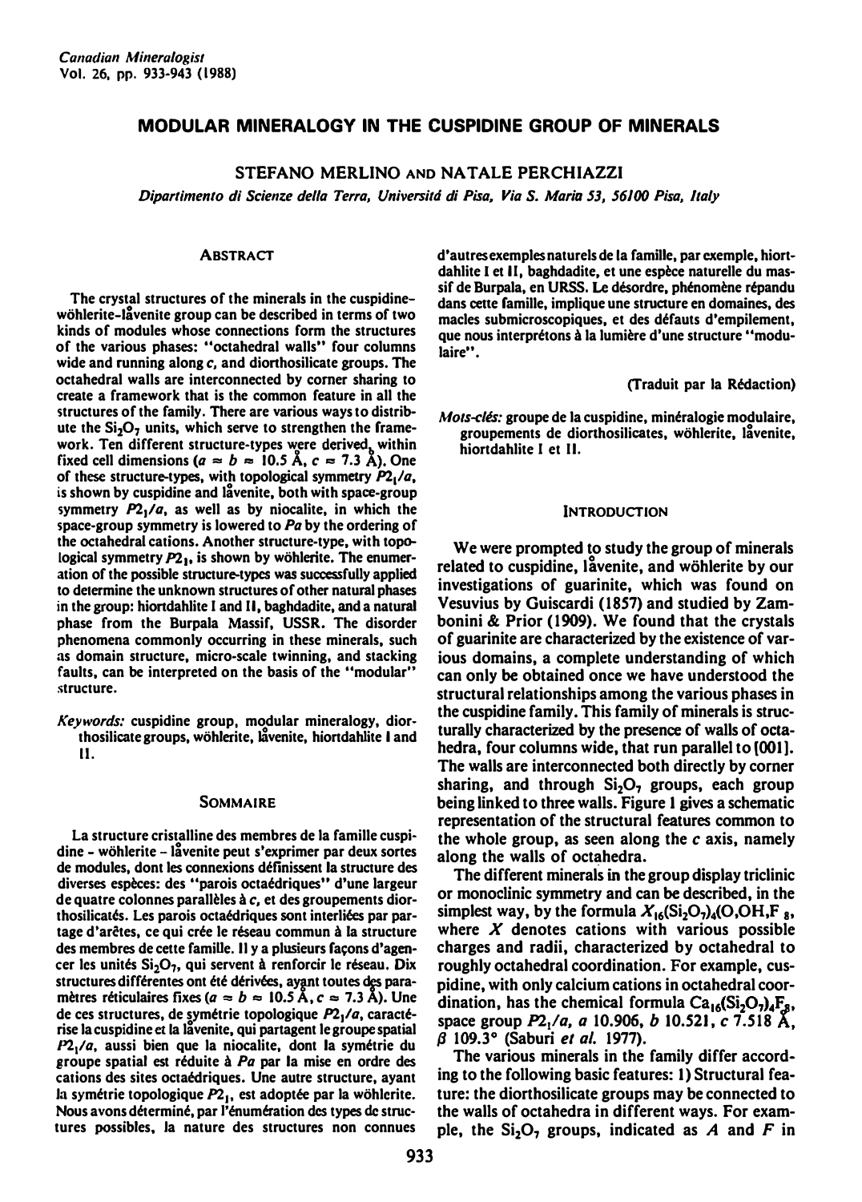# MODULAR MINERALOGY IN THE CUSPIDINE GROUP OF MINERALS

STEFANO MERLINO AND NATALE PERCHIAZZI

*Dipartimento di Scienze della Terra, Università di Pisa, Via S. Maria 53, 56100 Pisa, Italy*

## ABSTRACT

The crystal structures of the minerals in the cuspidine–wöhlerite–låvenite group can be described in terms of two kinds of modules whose connections form the structures of the various phases: "octahedral walls" four columns wide and running along *c*, and diorthosilicate groups. The octahedral walls are interconnected by corner sharing to create a framework that is the common feature in all the structures of the family. There are various ways to distribute the $Si_2O_7$ units, which serve to strengthen the framework. Ten different structure-types were derived, within fixed cell dimensions ($a \approx b \approx 10.5$ Å, $c \approx 7.3$ Å). One of these structure-types, with topological symmetry $P2_1/a$, is shown by cuspidine and låvenite, both with space-group symmetry $P2_1/a$, as well as by niocalite, in which the space-group symmetry is lowered to $Pa$ by the ordering of the octahedral cations. Another structure-type, with topological symmetry $P2_1$, is shown by wöhlerite. The enumeration of the possible structure-types was successfully applied to determine the unknown structures of other natural phases in the group: hiortdahlite I and II, baghdadite, and a natural phase from the Burpala Massif, USSR. The disorder phenomena commonly occurring in these minerals, such as domain structure, micro-scale twinning, and stacking faults, can be interpreted on the basis of the "modular" structure.

*Keywords:* cuspidine group, modular mineralogy, diorthosilicate groups, wöhlerite, låvenite, hiortdahlite I and II.

## SOMMAIRE

La structure cristalline des membres de la famille cuspidine - wöhlerite - låvenite peut s'exprimer par deux sortes de modules, dont les connexions définissent la structure des diverses espèces: des "parois octaédriques" d'une largeur de quatre colonnes parallèles à *c*, et des groupements diorthosilicatés. Les parois octaédriques sont interliées par partage d'arêtes, ce qui crée le réseau commun à la structure des membres de cette famille. Il y a plusieurs façons d'agencer les unités $Si_2O_7$, qui servent à renforcir le réseau. Dix structures différentes ont été dérivées, ayant toutes des paramètres réticulaires fixes ($a \approx b \approx 10.5$ Å, $c \approx 7.3$ Å). Une de ces structures, de symétrie topologique $P2_1/a$, caractérise la cuspidine et la låvenite, qui partagent le groupe spatial $P2_1/a$, aussi bien que la niocalite, dont la symétrie du groupe spatial est réduite à $Pa$ par la mise en ordre des cations des sites octaédriques. Une autre structure, ayant la symétrie topologique $P2_1$, est adoptée par la wöhlerite. Nous avons déterminé, par l'énumération des types de structures possibles, la nature des structures non connues d'autres exemples naturels de la famille, par exemple, hiortdahlite I et II, baghdadite, et une espèce naturelle du massif de Burpala, en URSS. Le désordre, phénomène répandu dans cette famille, implique une structure en domaines, des macles submicroscopiques, et des défauts d'empilement, que nous interprétons à la lumière d'une structure "modulaire".

(Traduit par la Rédaction)

*Mots-clés:* groupe de la cuspidine, minéralogie modulaire, groupements de diorthosilicates, wöhlerite, låvenite, hiortdahlite I et II.

## INTRODUCTION

We were prompted to study the group of minerals related to cuspidine, låvenite, and wöhlerite by our investigations of guarinite, which was found on Vesuvius by Guiscardi (1857) and studied by Zambonini & Prior (1909). We found that the crystals of guarinite are characterized by the existence of various domains, a complete understanding of which can only be obtained once we have understood the structural relationships among the various phases in the cuspidine family. This family of minerals is structurally characterized by the presence of walls of octahedra, four columns wide, that run parallel to [001]. The walls are interconnected both directly by corner sharing, and through $Si_2O_7$ groups, each group being linked to three walls. Figure 1 gives a schematic representation of the structural features common to the whole group, as seen along the *c* axis, namely along the walls of octahedra.

The different minerals in the group display triclinic or monoclinic symmetry and can be described, in the simplest way, by the formula $X_{16}(Si_2O_7)_4(O,OH,F)_8$, where $X$ denotes cations with various possible charges and radii, characterized by octahedral to roughly octahedral coordination. For example, cuspidine, with only calcium cations in octahedral coordination, has the chemical formula $Ca_{16}(Si_2O_7)_4F_8$, space group $P2_1/a$, *a* 10.906, *b* 10.521, *c* 7.518 Å, β 109.3° (Saburi *et al.* 1977).

The various minerals in the family differ according to the following basic features: 1) Structural feature: the diorthosilicate groups may be connected to the walls of octahedra in different ways. For example, the $Si_2O_7$ groups, indicated as *A* and *F* in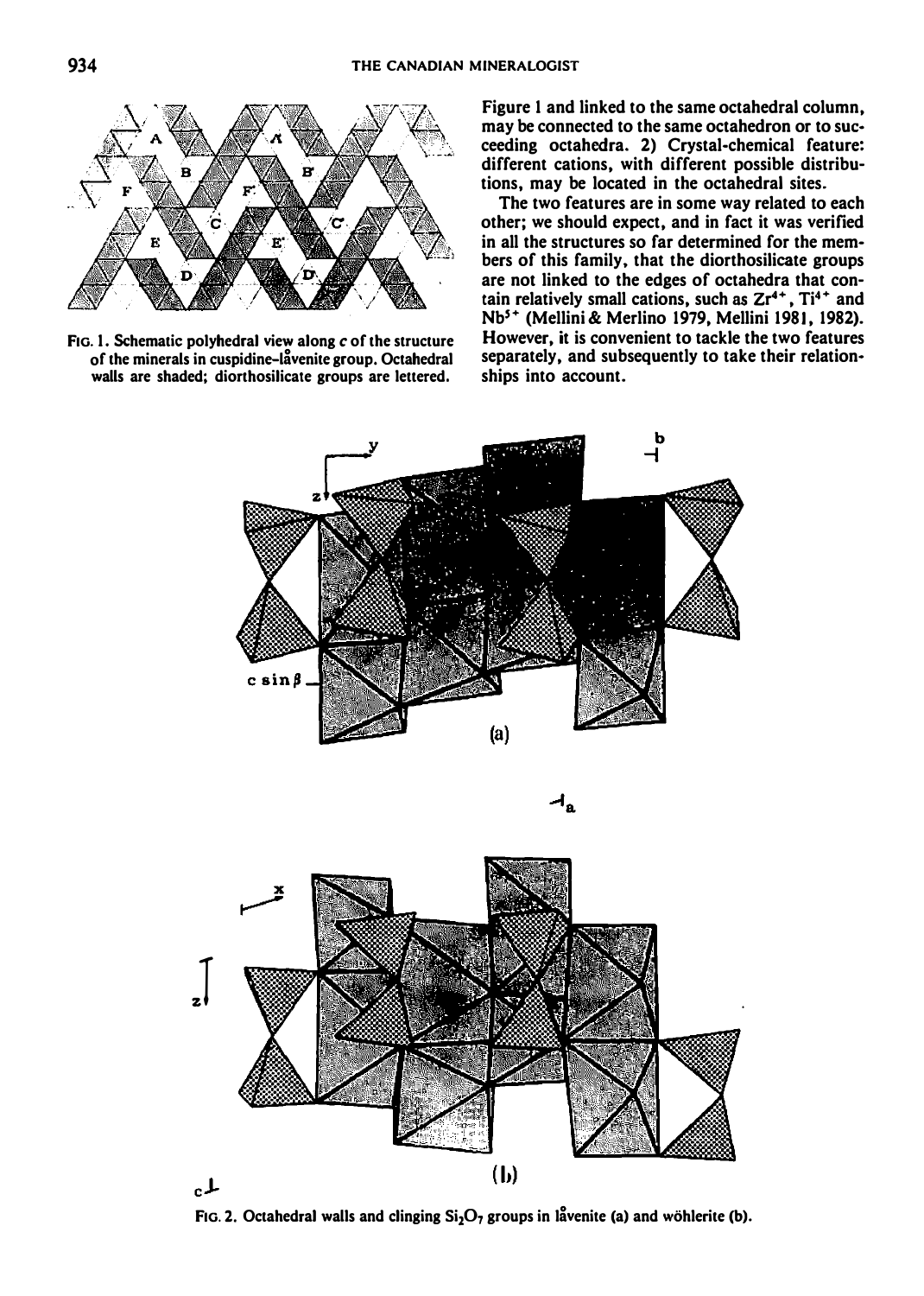FIG. 1. Schematic polyhedral view along *c* of the structure of the minerals in cuspidine–låvenite group. Octahedral walls are shaded; diorthosilicate groups are lettered.

Figure 1 and linked to the same octahedral column, may be connected to the same octahedron or to succeeding octahedra. 2) Crystal-chemical feature: different cations, with different possible distributions, may be located in the octahedral sites.

The two features are in some way related to each other; we should expect, and in fact it was verified in all the structures so far determined for the members of this family, that the diorthosilicate groups are not linked to the edges of octahedra that contain relatively small cations, such as $Zr^{4+}$, $Ti^{4+}$ and $Nb^{5+}$ (Mellini & Merlino 1979, Mellini 1981, 1982). However, it is convenient to tackle the two features separately, and subsequently to take their relationships into account.

y

z

b

c sin β

(a)

a

x

z

c

(b)

FIG. 2. Octahedral walls and clinging $Si_2O_7$ groups in låvenite (a) and wöhlerite (b).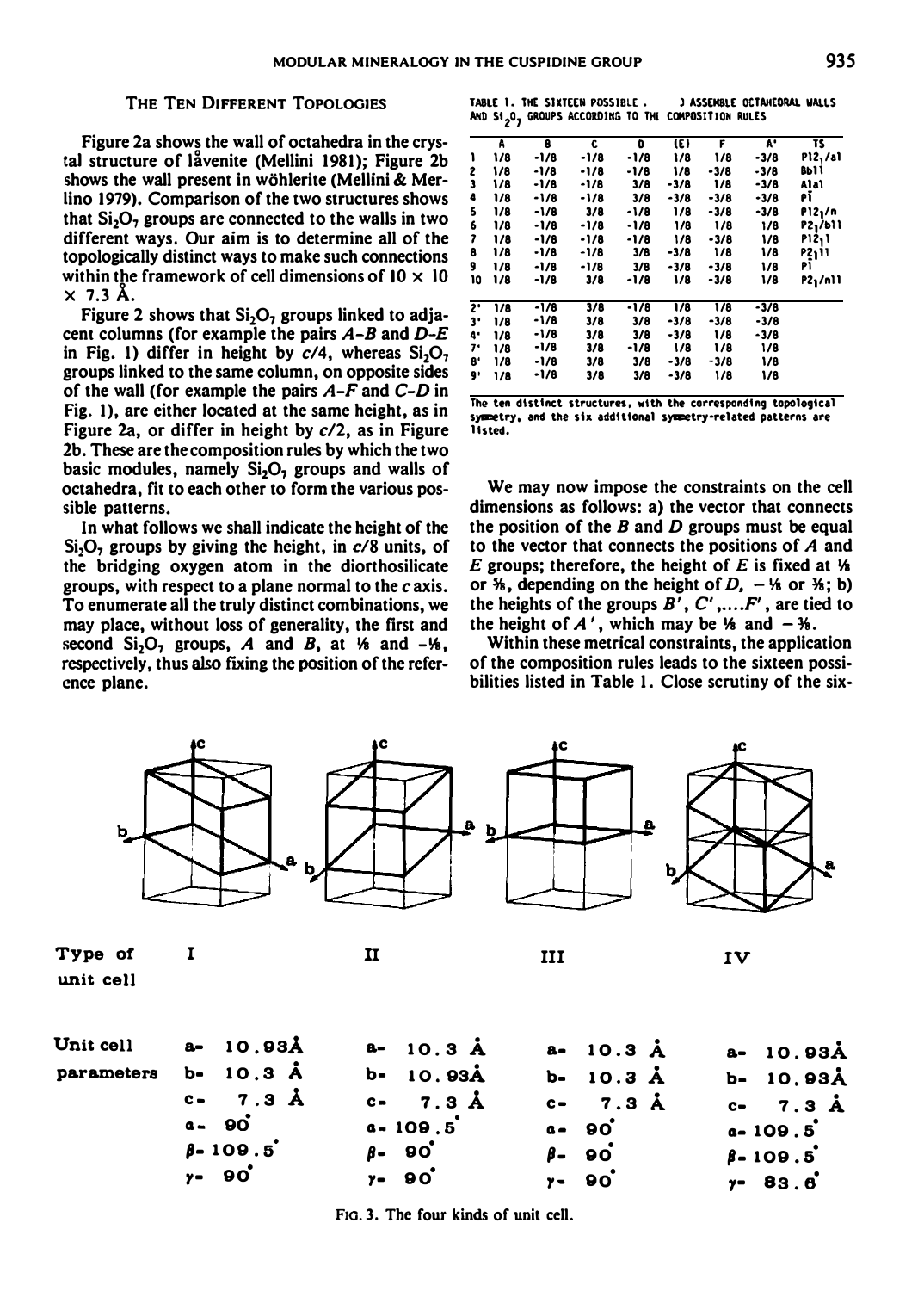## The Ten Different Topologies

Figure 2a shows the wall of octahedra in the crystal structure of låvenite (Mellini 1981); Figure 2b shows the wall present in wöhlerite (Mellini & Merlino 1979). Comparison of the two structures shows that $Si_2O_7$ groups are connected to the walls in two different ways. Our aim is to determine all of the topologically distinct ways to make such connections within the framework of cell dimensions of 10 × 10 × 7.3 Å.

Figure 2 shows that $Si_2O_7$ groups linked to adjacent columns (for example the pairs *A–B* and *D–E* in Fig. 1) differ in height by $c/4$, whereas $Si_2O_7$ groups linked to the same column, on opposite sides of the wall (for example the pairs *A–F* and *C–D* in Fig. 1), are either located at the same height, as in Figure 2a, or differ in height by $c/2$, as in Figure 2b. These are the composition rules by which the two basic modules, namely $Si_2O_7$ groups and walls of octahedra, fit to each other to form the various possible patterns.

In what follows we shall indicate the height of the $Si_2O_7$ groups by giving the height, in $c/8$ units, of the bridging oxygen atom in the diorthosilicate groups, with respect to a plane normal to the *c* axis. To enumerate all the truly distinct combinations, we may place, without loss of generality, the first and second $Si_2O_7$ groups, *A* and *B*, at ⅛ and −⅛, respectively, thus also fixing the position of the reference plane.

TABLE 1. THE SIXTEEN POSSIBLE . . . ) ASSEMBLE OCTAHEDRAL WALLS AND $Si_2O_7$ GROUPS ACCORDING TO THE COMPOSITION RULES

| | A | B | C | D | (E) | F | A' | TS |
|---|---|---|---|---|---|---|---|---|
| 1 | 1/8 | -1/8 | -1/8 | -1/8 | 1/8 | 1/8 | -3/8 | P12₁/a1 |
| 2 | 1/8 | -1/8 | -1/8 | -1/8 | 1/8 | -3/8 | -3/8 | Bb11 |
| 3 | 1/8 | -1/8 | -1/8 | 3/8 | -3/8 | 1/8 | -3/8 | A1a1 |
| 4 | 1/8 | -1/8 | -1/8 | 3/8 | -3/8 | -3/8 | -3/8 | P1̄ |
| 5 | 1/8 | -1/8 | 3/8 | -1/8 | 1/8 | -3/8 | -3/8 | P12₁/n |
| 6 | 1/8 | -1/8 | -1/8 | -1/8 | 1/8 | 1/8 | 1/8 | P2₁/b11 |
| 7 | 1/8 | -1/8 | -1/8 | -1/8 | 1/8 | -3/8 | 1/8 | P12₁1 |
| 8 | 1/8 | -1/8 | -1/8 | 3/8 | -3/8 | 1/8 | 1/8 | P2₁11 |
| 9 | 1/8 | -1/8 | -1/8 | 3/8 | -3/8 | -3/8 | 1/8 | P1̄ |
| 10 | 1/8 | -1/8 | 3/8 | -1/8 | 1/8 | -3/8 | 1/8 | P2₁/n11 |
| 2' | 1/8 | -1/8 | 3/8 | -1/8 | 1/8 | 1/8 | -3/8 | |
| 3' | 1/8 | -1/8 | 3/8 | 3/8 | -3/8 | -3/8 | -3/8 | |
| 4' | 1/8 | -1/8 | 3/8 | 3/8 | -3/8 | 1/8 | -3/8 | |
| 7' | 1/8 | -1/8 | 3/8 | -1/8 | 1/8 | 1/8 | 1/8 | |
| 8' | 1/8 | -1/8 | 3/8 | 3/8 | -3/8 | -3/8 | 1/8 | |
| 9' | 1/8 | -1/8 | 3/8 | 3/8 | -3/8 | 1/8 | 1/8 | |

The ten distinct structures, with the corresponding topological symmetry, and the six additional symmetry-related patterns are listed.

We may now impose the constraints on the cell dimensions as follows: a) the vector that connects the position of the *B* and *D* groups must be equal to the vector that connects the positions of *A* and *E* groups; therefore, the height of *E* is fixed at ⅛ or ⅜, depending on the height of *D*, −⅛ or ⅜; b) the heights of the groups *B'*, *C'*,....*F'*, are tied to the height of *A'*, which may be ⅛ and −⅜.

Within these metrical constraints, the application of the composition rules leads to the sixteen possibilities listed in Table 1. Close scrutiny of the six-

| Type of unit cell | I | II | III | IV |
|---|---|---|---|---|
| Unit cell parameters | a= 10.93Å | a= 10.3 Å | a= 10.3 Å | a= 10.93Å |
| | b= 10.3 Å | b= 10.93Å | b= 10.3 Å | b= 10.93Å |
| | c= 7.3 Å | c= 7.3 Å | c= 7.3 Å | c= 7.3 Å |
| | α= 90° | α= 109.5° | α= 90° | α= 109.5° |
| | β= 109.5° | β= 90° | β= 90° | β= 109.5° |
| | γ= 90° | γ= 90° | γ= 90° | γ= 83.6° |

FIG. 3. The four kinds of unit cell.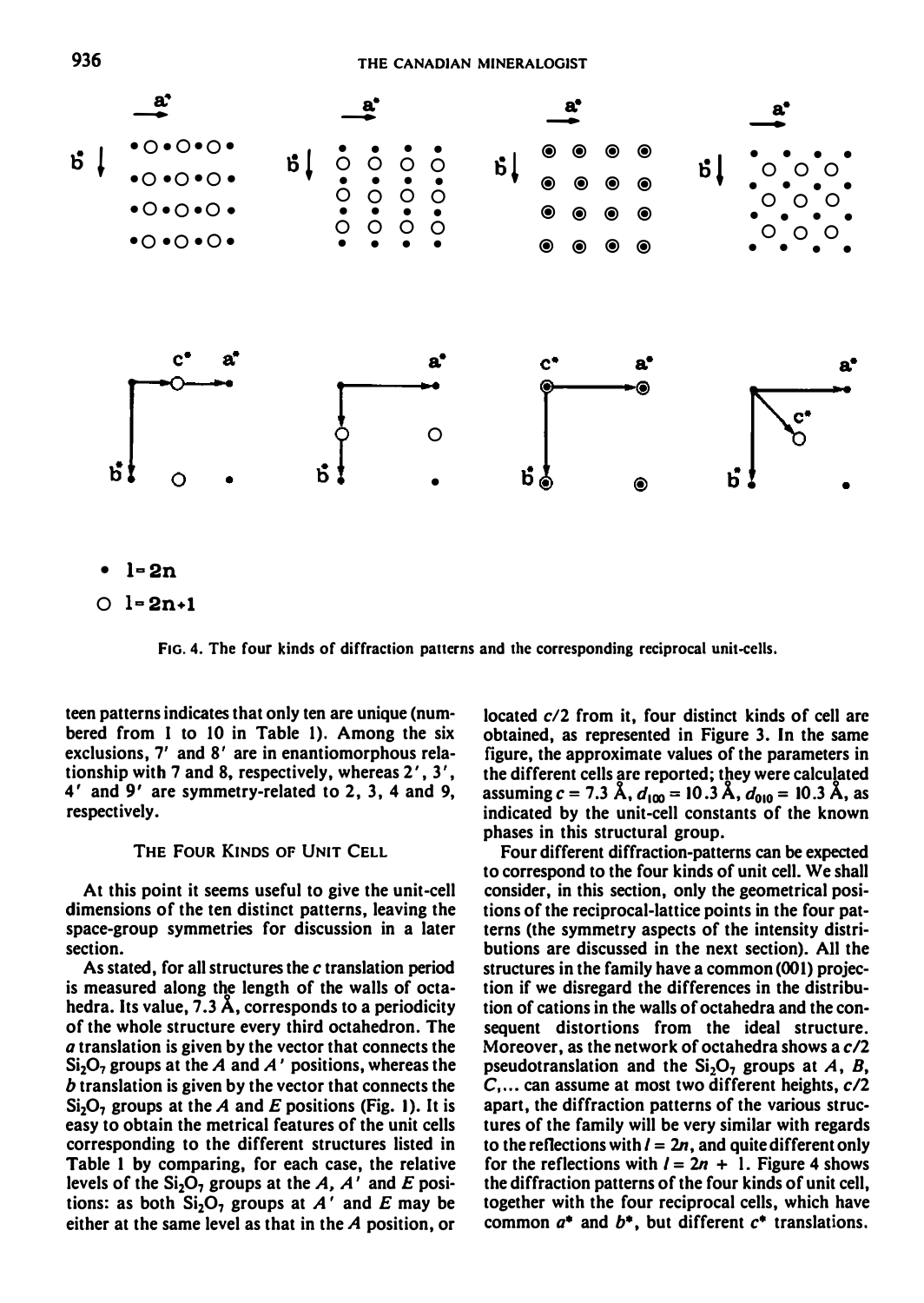• l=2n

○ l=2n+1

FIG. 4. The four kinds of diffraction patterns and the corresponding reciprocal unit-cells.

teen patterns indicates that only ten are unique (numbered from 1 to 10 in Table 1). Among the six exclusions, 7′ and 8′ are in enantiomorphous relationship with 7 and 8, respectively, whereas 2′, 3′, 4′ and 9′ are symmetry-related to 2, 3, 4 and 9, respectively.

## THE FOUR KINDS OF UNIT CELL

At this point it seems useful to give the unit-cell dimensions of the ten distinct patterns, leaving the space-group symmetries for discussion in a later section.

As stated, for all structures the $c$ translation period is measured along the length of the walls of octahedra. Its value, 7.3 Å, corresponds to a periodicity of the whole structure every third octahedron. The $a$ translation is given by the vector that connects the $Si_2O_7$ groups at the $A$ and $A'$ positions, whereas the $b$ translation is given by the vector that connects the $Si_2O_7$ groups at the $A$ and $E$ positions (Fig. 1). It is easy to obtain the metrical features of the unit cells corresponding to the different structures listed in Table 1 by comparing, for each case, the relative levels of the $Si_2O_7$ groups at the $A$, $A'$ and $E$ positions: as both $Si_2O_7$ groups at $A'$ and $E$ may be either at the same level as that in the $A$ position, or located $c/2$ from it, four distinct kinds of cell are obtained, as represented in Figure 3. In the same figure, the approximate values of the parameters in the different cells are reported; they were calculated assuming $c$ = 7.3 Å, $d_{100}$ = 10.3 Å, $d_{010}$ = 10.3 Å, as indicated by the unit-cell constants of the known phases in this structural group.

Four different diffraction-patterns can be expected to correspond to the four kinds of unit cell. We shall consider, in this section, only the geometrical positions of the reciprocal-lattice points in the four patterns (the symmetry aspects of the intensity distributions are discussed in the next section). All the structures in the family have a common (001) projection if we disregard the differences in the distribution of cations in the walls of octahedra and the consequent distortions from the ideal structure. Moreover, as the network of octahedra shows a $c/2$ pseudotranslation and the $Si_2O_7$ groups at $A$, $B$, $C$,... can assume at most two different heights, $c/2$ apart, the diffraction patterns of the various structures of the family will be very similar with regards to the reflections with $l = 2n$, and quite different only for the reflections with $l = 2n + 1$. Figure 4 shows the diffraction patterns of the four kinds of unit cell, together with the four reciprocal cells, which have common $a^*$ and $b^*$, but different $c^*$ translations.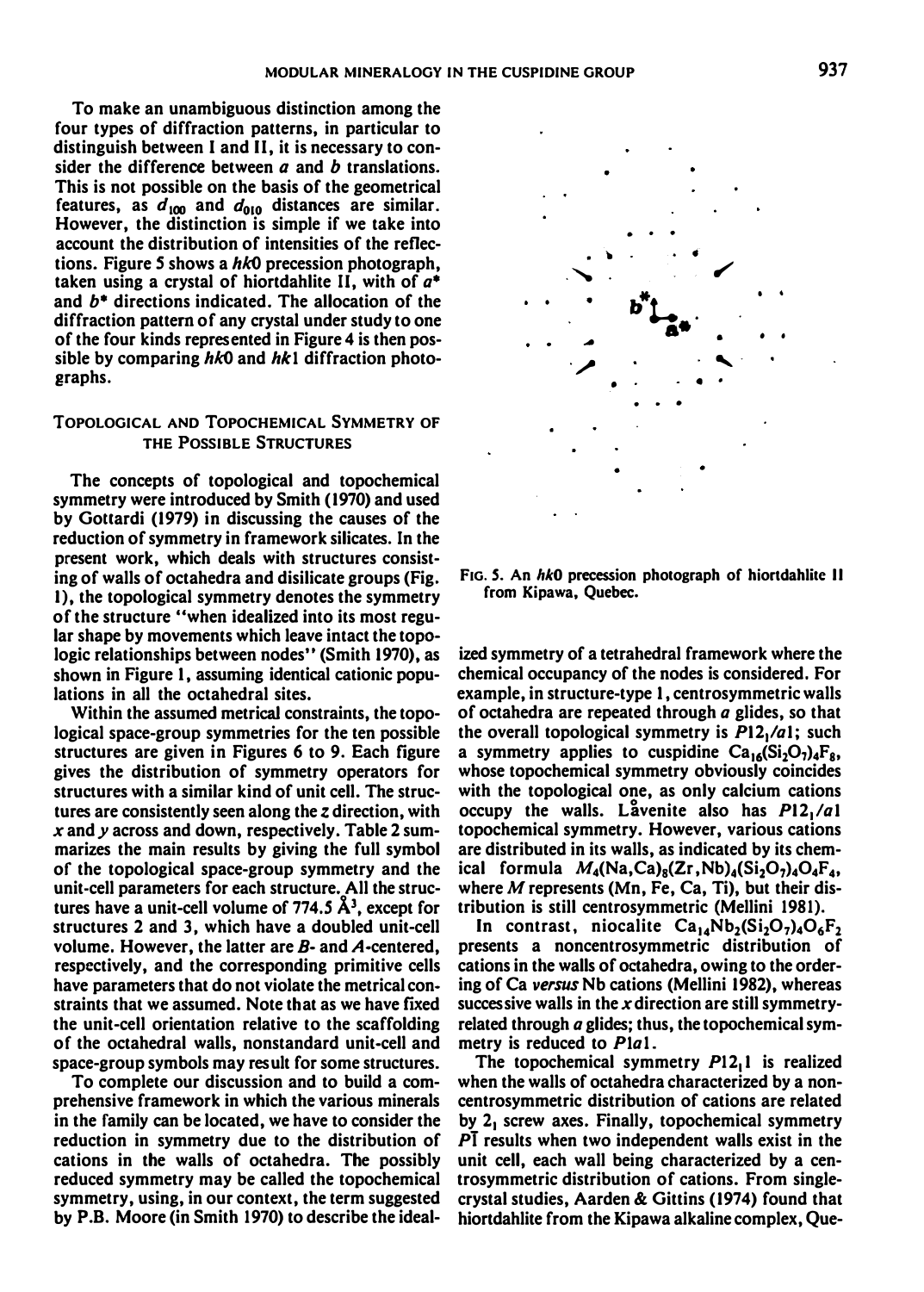To make an unambiguous distinction among the four types of diffraction patterns, in particular to distinguish between I and II, it is necessary to consider the difference between $a$ and $b$ translations. This is not possible on the basis of the geometrical features, as $d_{100}$ and $d_{010}$ distances are similar. However, the distinction is simple if we take into account the distribution of intensities of the reflections. Figure 5 shows a $hk0$ precession photograph, taken using a crystal of hiortdahlite II, with of $a^*$ and $b^*$ directions indicated. The allocation of the diffraction pattern of any crystal under study to one of the four kinds represented in Figure 4 is then possible by comparing $hk0$ and $hk1$ diffraction photographs.

## Topological and Topochemical Symmetry of the Possible Structures

The concepts of topological and topochemical symmetry were introduced by Smith (1970) and used by Gottardi (1979) in discussing the causes of the reduction of symmetry in framework silicates. In the present work, which deals with structures consisting of walls of octahedra and disilicate groups (Fig. 1), the topological symmetry denotes the symmetry of the structure "when idealized into its most regular shape by movements which leave intact the topologic relationships between nodes" (Smith 1970), as shown in Figure 1, assuming identical cationic populations in all the octahedral sites.

Within the assumed metrical constraints, the topological space-group symmetries for the ten possible structures are given in Figures 6 to 9. Each figure gives the distribution of symmetry operators for structures with a similar kind of unit cell. The structures are consistently seen along the $z$ direction, with $x$ and $y$ across and down, respectively. Table 2 summarizes the main results by giving the full symbol of the topological space-group symmetry and the unit-cell parameters for each structure. All the structures have a unit-cell volume of 774.5 Å$^3$, except for structures 2 and 3, which have a doubled unit-cell volume. However, the latter are $B$- and $A$-centered, respectively, and the corresponding primitive cells have parameters that do not violate the metrical constraints that we assumed. Note that as we have fixed the unit-cell orientation relative to the scaffolding of the octahedral walls, nonstandard unit-cell and space-group symbols may result for some structures.

To complete our discussion and to build a comprehensive framework in which the various minerals in the family can be located, we have to consider the reduction in symmetry due to the distribution of cations in the walls of octahedra. The possibly reduced symmetry may be called the topochemical symmetry, using, in our context, the term suggested by P.B. Moore (in Smith 1970) to describe the idealized symmetry of a tetrahedral framework where the chemical occupancy of the nodes is considered. For example, in structure-type 1, centrosymmetric walls of octahedra are repeated through $a$ glides, so that the overall topological symmetry is $P12_1/a1$; such a symmetry applies to cuspidine $Ca_{16}(Si_2O_7)_4F_8$, whose topochemical symmetry obviously coincides with the topological one, as only calcium cations occupy the walls. Låvenite also has $P12_1/a1$ topochemical symmetry. However, various cations are distributed in its walls, as indicated by its chemical formula $M_4(Na,Ca)_8(Zr,Nb)_4(Si_2O_7)_4O_4F_4$, where $M$ represents (Mn, Fe, Ca, Ti), but their distribution is still centrosymmetric (Mellini 1981).

In contrast, niocalite $Ca_{14}Nb_2(Si_2O_7)_4O_6F_2$ presents a noncentrosymmetric distribution of cations in the walls of octahedra, owing to the ordering of Ca *versus* Nb cations (Mellini 1982), whereas successive walls in the $x$ direction are still symmetry-related through $a$ glides; thus, the topochemical symmetry is reduced to $P1a1$.

The topochemical symmetry $P12_11$ is realized when the walls of octahedra characterized by a noncentrosymmetric distribution of cations are related by $2_1$ screw axes. Finally, topochemical symmetry $P\bar{1}$ results when two independent walls exist in the unit cell, each wall being characterized by a centrosymmetric distribution of cations. From single-crystal studies, Aarden & Gittins (1974) found that hiortdahlite from the Kipawa alkaline complex, Que-

FIG. 5. An $hk0$ precession photograph of hiortdahlite II from Kipawa, Quebec.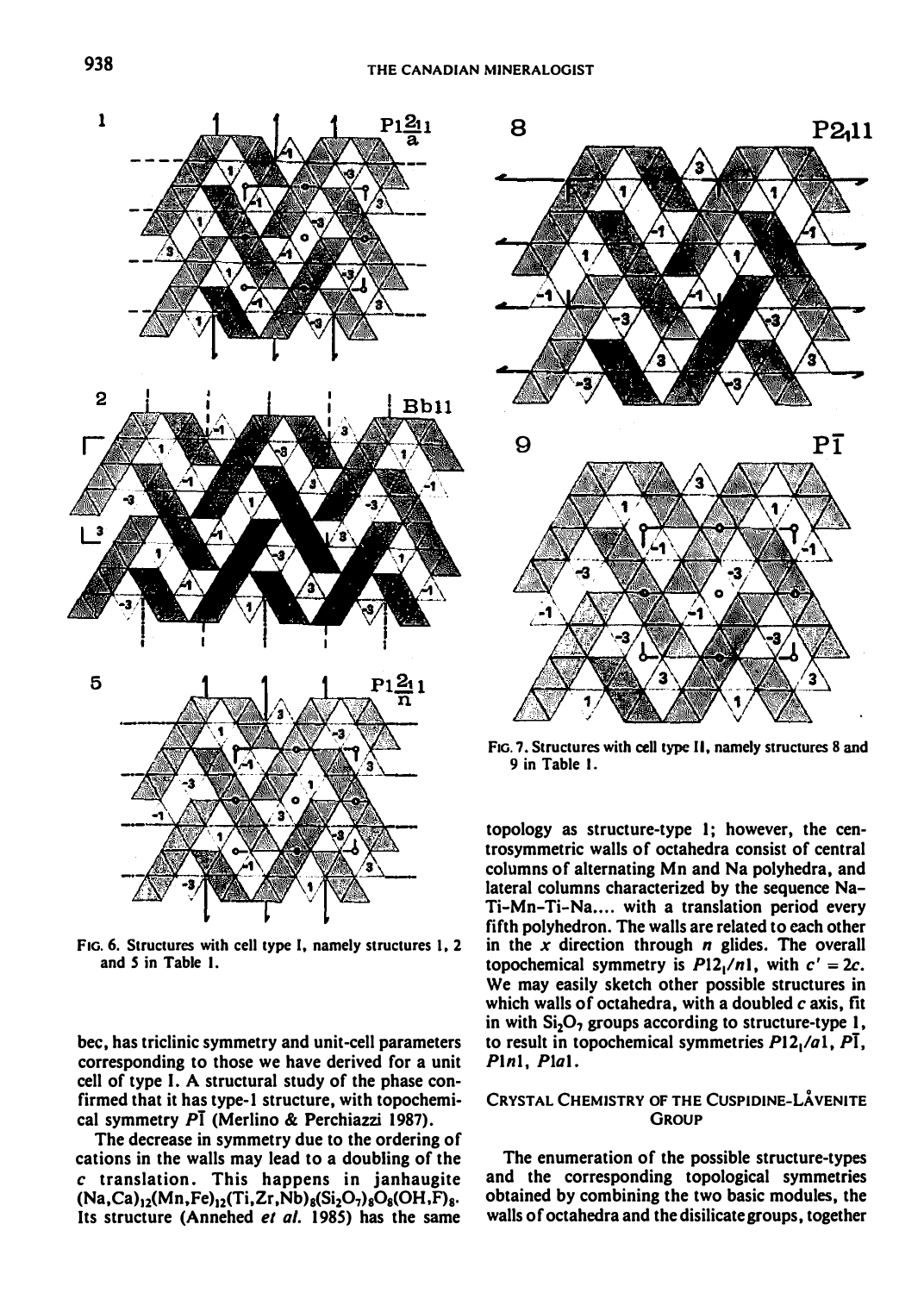FIG. 6. Structures with cell type I, namely structures 1, 2 and 5 in Table 1.

FIG. 7. Structures with cell type II, namely structures 8 and 9 in Table 1.

bec, has triclinic symmetry and unit-cell parameters corresponding to those we have derived for a unit cell of type I. A structural study of the phase confirmed that it has type-1 structure, with topochemical symmetry $P\bar{1}$ (Merlino & Perchiazzi 1987).

The decrease in symmetry due to the ordering of cations in the walls may lead to a doubling of the *c* translation. This happens in janhaugite $(Na,Ca)_{12}(Mn,Fe)_{12}(Ti,Zr,Nb)_8(Si_2O_7)_8O_8(OH,F)_8$. Its structure (Annehed *et al.* 1985) has the same topology as structure-type 1; however, the centrosymmetric walls of octahedra consist of central columns of alternating Mn and Na polyhedra, and lateral columns characterized by the sequence Na–Ti–Mn–Ti–Na.... with a translation period every fifth polyhedron. The walls are related to each other in the *x* direction through *n* glides. The overall topochemical symmetry is $P12_1/n1$, with $c' = 2c$. We may easily sketch other possible structures in which walls of octahedra, with a doubled *c* axis, fit in with $Si_2O_7$ groups according to structure-type 1, to result in topochemical symmetries $P12_1/a1$, $P\bar{1}$, $P1n1$, $P1a1$.

## CRYSTAL CHEMISTRY OF THE CUSPIDINE-LÅVENITE GROUP

The enumeration of the possible structure-types and the corresponding topological symmetries obtained by combining the two basic modules, the walls of octahedra and the disilicate groups, together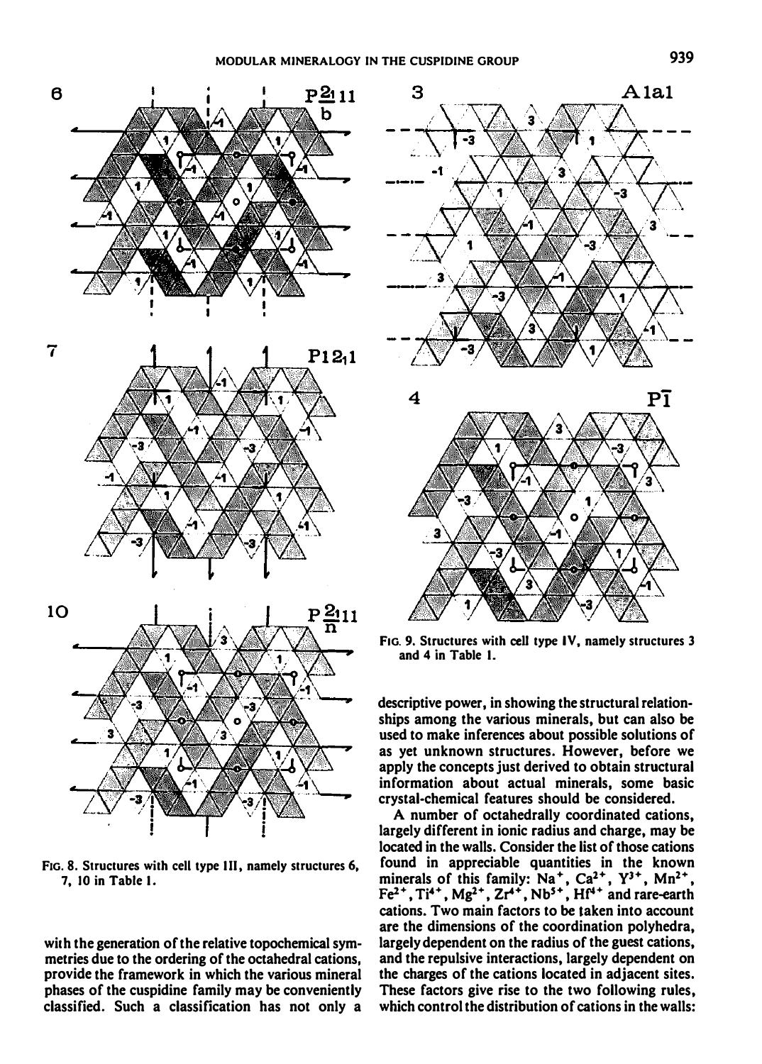FIG. 8. Structures with cell type III, namely structures 6, 7, 10 in Table 1.

FIG. 9. Structures with cell type IV, namely structures 3 and 4 in Table 1.

with the generation of the relative topochemical symmetries due to the ordering of the octahedral cations, provide the framework in which the various mineral phases of the cuspidine family may be conveniently classified. Such a classification has not only a descriptive power, in showing the structural relationships among the various minerals, but can also be used to make inferences about possible solutions of as yet unknown structures. However, before we apply the concepts just derived to obtain structural information about actual minerals, some basic crystal-chemical features should be considered.

A number of octahedrally coordinated cations, largely different in ionic radius and charge, may be located in the walls. Consider the list of those cations found in appreciable quantities in the known minerals of this family: $Na^{+}$, $Ca^{2+}$, $Y^{3+}$, $Mn^{2+}$, $Fe^{2+}$, $Ti^{4+}$, $Mg^{2+}$, $Zr^{4+}$, $Nb^{5+}$, $Hf^{4+}$ and rare-earth cations. Two main factors to be taken into account are the dimensions of the coordination polyhedra, largely dependent on the radius of the guest cations, and the repulsive interactions, largely dependent on the charges of the cations located in adjacent sites. These factors give rise to the two following rules, which control the distribution of cations in the walls: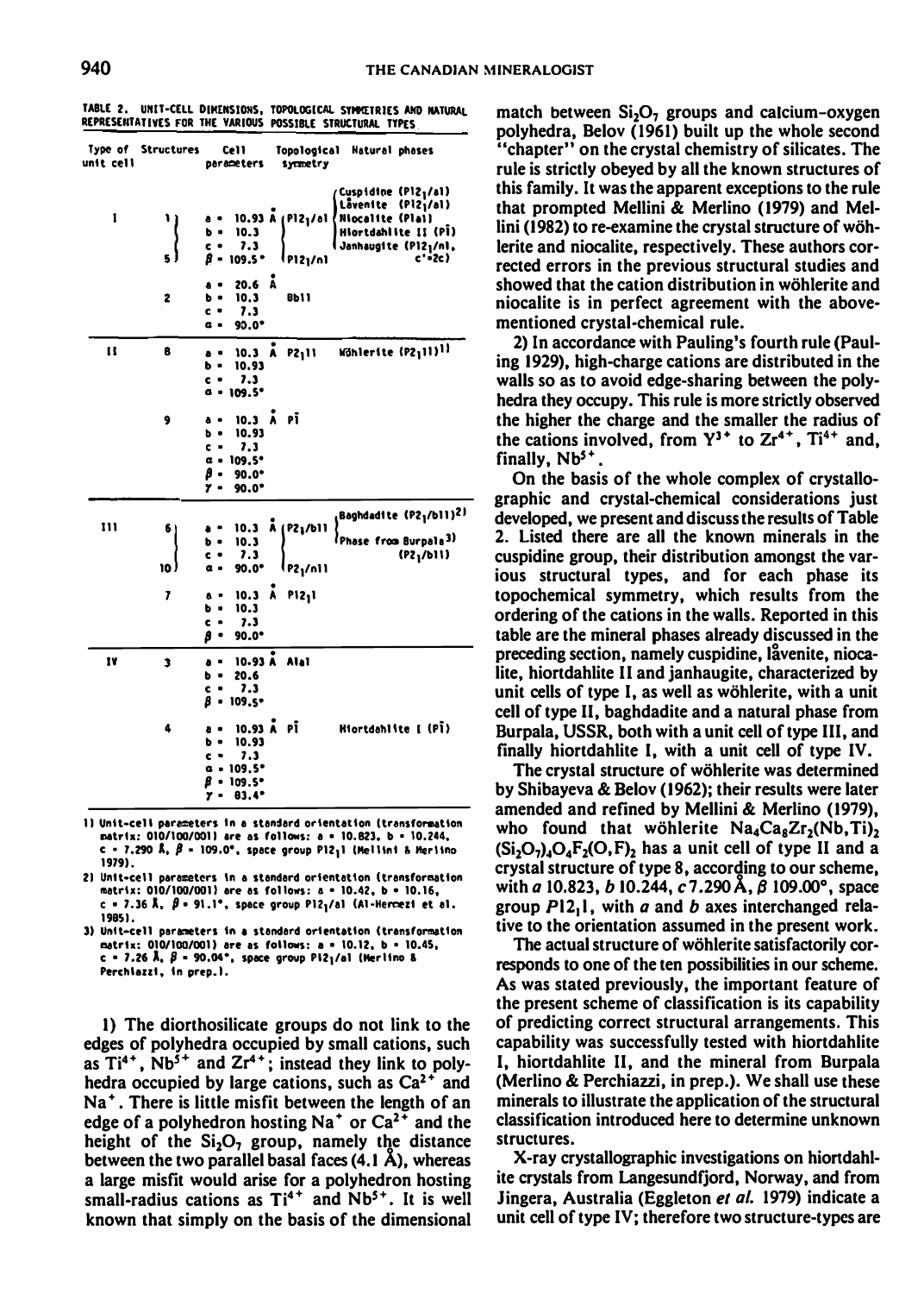TABLE 2. UNIT-CELL DIMENSIONS, TOPOLOGICAL SYMMETRIES AND NATURAL REPRESENTATIVES FOR THE VARIOUS POSSIBLE STRUCTURAL TYPES

| Type of unit cell | Structures | Cell parameters | Topological symmetry | Natural phases |
|---|---|---|---|---|
| I | 1 | a = 10.93 Å, b = 10.3, c = 7.3, β = 109.5° | $P12_1/a1$ | Cuspidine ($P12_1/a1$), Låvenite ($P12_1/a1$), Niocalite ($P1a1$), Hiortdahlite II ($P\bar{1}$), Janhaugite ($P12_1/n1$, c'=2c) |
| | 5 | | $P12_1/n1$ | |
| | 2 | a = 20.6 Å, b = 10.3, c = 7.3, α = 90.0° | $Bb11$ | |
| II | 8 | a = 10.3 Å, b = 10.93, c = 7.3, α = 109.5° | $P2_111$ | Wöhlerite ($P2_111$)[1] |
| | 9 | a = 10.3 Å, b = 10.93, c = 7.3, α = 109.5°, β = 90.0°, γ = 90.0° | $P\bar{1}$ | |
| III | 6 | a = 10.3 Å, b = 10.3, c = 7.3, α = 90.0° | $P2_1/b11$ | Baghdadite ($P2_1/b11$)[2], Phase from Burpala[3] ($P2_1/b11$) |
| | 10 | | $P2_1/n11$ | |
| | 7 | a = 10.3 Å, b = 10.3, c = 7.3, β = 90.0° | $P12_11$ | |
| IV | 3 | a = 10.93 Å, b = 20.6, c = 7.3, β = 109.5° | $A1a1$ | |
| | 4 | a = 10.93 Å, b = 10.93, c = 7.3, α = 109.5°, β = 109.5°, γ = 83.4° | $P\bar{1}$ | Hiortdahlite I ($P\bar{1}$) |

1) Unit-cell parameters in a standard orientation (transformation matrix: 010/100/001) are as follows: a = 10.823, b = 10.244, c = 7.290 Å, β = 109.0°, space group $P12_11$ (Mellini & Merlino 1979).

2) Unit-cell parameters in a standard orientation (transformation matrix: 010/100/001) are as follows: a = 10.42, b = 10.16, c = 7.36 Å, β = 91.1°, space group $P12_1/a1$ (Al-Hermezi et al. 1985).

3) Unit-cell parameters in a standard orientation (transformation matrix: 010/100/001) are as follows: a = 10.12, b = 10.45, c = 7.26 Å, β = 90.04°, space group $P12_1/a1$ (Merlino & Perchiazzi, in prep.).

1) The diorthosilicate groups do not link to the edges of polyhedra occupied by small cations, such as $Ti^{4+}$, $Nb^{5+}$ and $Zr^{4+}$; instead they link to polyhedra occupied by large cations, such as $Ca^{2+}$ and $Na^{+}$. There is little misfit between the length of an edge of a polyhedron hosting $Na^{+}$ or $Ca^{2+}$ and the height of the $Si_2O_7$ group, namely the distance between the two parallel basal faces (4.1 Å), whereas a large misfit would arise for a polyhedron hosting small-radius cations as $Ti^{4+}$ and $Nb^{5+}$. It is well known that simply on the basis of the dimensional match between $Si_2O_7$ groups and calcium–oxygen polyhedra, Belov (1961) built up the whole second "chapter" on the crystal chemistry of silicates. The rule is strictly obeyed by all the known structures of this family. It was the apparent exceptions to the rule that prompted Mellini & Merlino (1979) and Mellini (1982) to re-examine the crystal structure of wöhlerite and niocalite, respectively. These authors corrected errors in the previous structural studies and showed that the cation distribution in wöhlerite and niocalite is in perfect agreement with the above-mentioned crystal-chemical rule.

2) In accordance with Pauling's fourth rule (Pauling 1929), high-charge cations are distributed in the walls so as to avoid edge-sharing between the polyhedra they occupy. This rule is more strictly observed the higher the charge and the smaller the radius of the cations involved, from $Y^{3+}$ to $Zr^{4+}$, $Ti^{4+}$ and, finally, $Nb^{5+}$.

On the basis of the whole complex of crystallographic and crystal-chemical considerations just developed, we present and discuss the results of Table 2. Listed there are all the known minerals in the cuspidine group, their distribution amongst the various structural types, and for each phase its topochemical symmetry, which results from the ordering of the cations in the walls. Reported in this table are the mineral phases already discussed in the preceding section, namely cuspidine, låvenite, niocalite, hiortdahlite II and janhaugite, characterized by unit cells of type I, as well as wöhlerite, with a unit cell of type II, baghdadite and a natural phase from Burpala, USSR, both with a unit cell of type III, and finally hiortdahlite I, with a unit cell of type IV.

The crystal structure of wöhlerite was determined by Shibayeva & Belov (1962); their results were later amended and refined by Mellini & Merlino (1979), who found that wöhlerite $Na_4Ca_8Zr_2(Nb,Ti)_2(Si_2O_7)_4O_4F_2(O,F)_2$ has a unit cell of type II and a crystal structure of type 8, according to our scheme, with *a* 10.823, *b* 10.244, *c* 7.290 Å, β 109.00°, space group $P12_11$, with *a* and *b* axes interchanged relative to the orientation assumed in the present work.

The actual structure of wöhlerite satisfactorily corresponds to one of the ten possibilities in our scheme. As was stated previously, the important feature of the present scheme of classification is its capability of predicting correct structural arrangements. This capability was successfully tested with hiortdahlite I, hiortdahlite II, and the mineral from Burpala (Merlino & Perchiazzi, in prep.). We shall use these minerals to illustrate the application of the structural classification introduced here to determine unknown structures.

X-ray crystallographic investigations on hiortdahlite crystals from Langesundfjord, Norway, and from Jingera, Australia (Eggleton *et al.* 1979) indicate a unit cell of type IV; therefore two structure-types are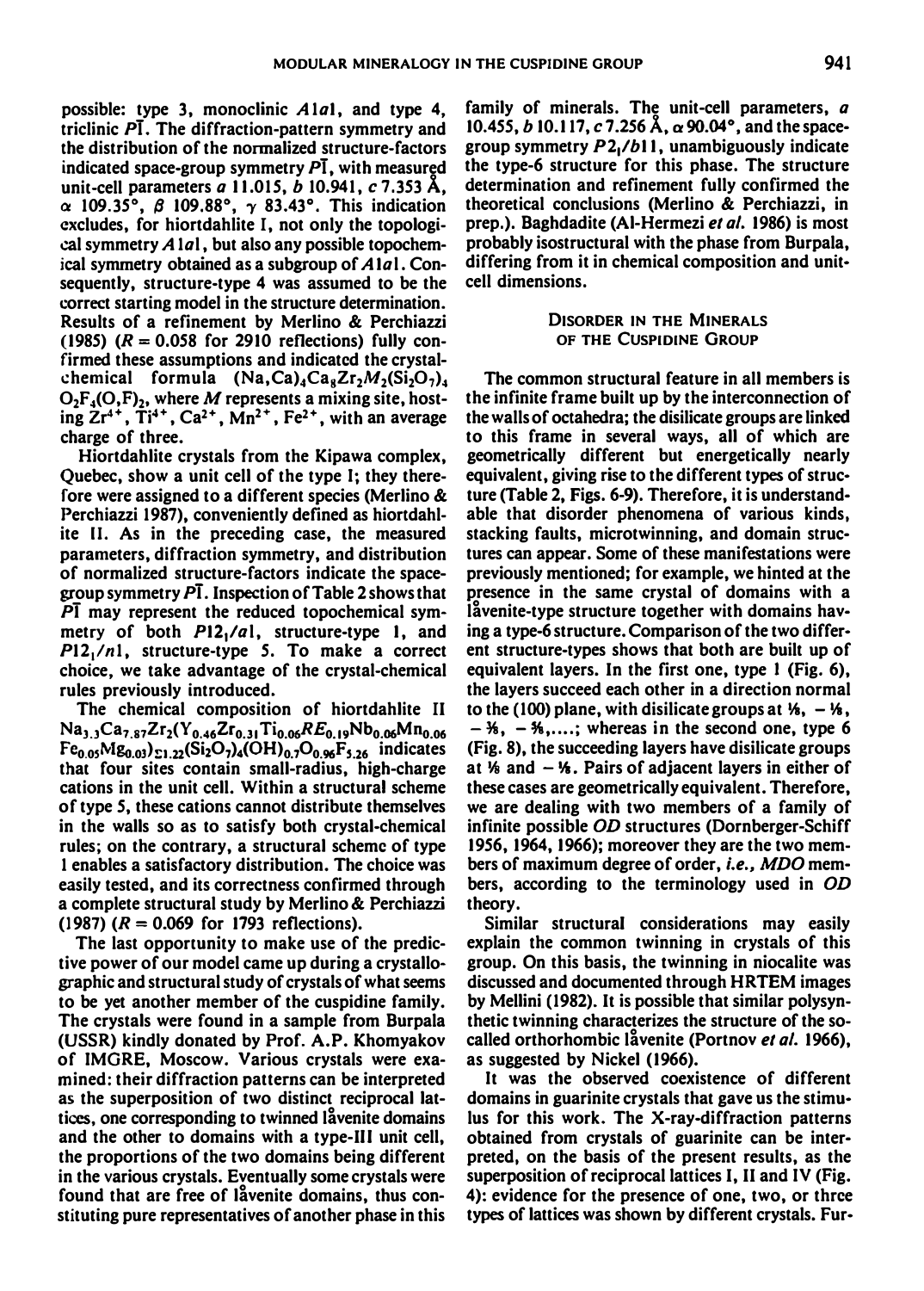possible: type 3, monoclinic $A1a1$, and type 4, triclinic $P\bar{1}$. The diffraction-pattern symmetry and the distribution of the normalized structure-factors indicated space-group symmetry $P\bar{1}$, with measured unit-cell parameters *a* 11.015, *b* 10.941, *c* 7.353 Å, α 109.35°, β 109.88°, γ 83.43°. This indication excludes, for hiortdahlite I, not only the topological symmetry $A1a1$, but also any possible topochemical symmetry obtained as a subgroup of $A1a1$. Consequently, structure-type 4 was assumed to be the correct starting model in the structure determination. Results of a refinement by Merlino & Perchiazzi (1985) ($R = 0.058$ for 2910 reflections) fully confirmed these assumptions and indicated the crystal-chemical formula $(Na,Ca)_4Ca_8Zr_2M_2(Si_2O_7)_4O_2F_4(O,F)_2$, where *M* represents a mixing site, hosting $Zr^{4+}$, $Ti^{4+}$, $Ca^{2+}$, $Mn^{2+}$, $Fe^{2+}$, with an average charge of three.

Hiortdahlite crystals from the Kipawa complex, Quebec, show a unit cell of the type I; they therefore were assigned to a different species (Merlino & Perchiazzi 1987), conveniently defined as hiortdahlite II. As in the preceding case, the measured parameters, diffraction symmetry, and distribution of normalized structure-factors indicate the space-group symmetry $P\bar{1}$. Inspection of Table 2 shows that $P\bar{1}$ may represent the reduced topochemical symmetry of both $P12_1/a1$, structure-type 1, and $P12_1/n1$, structure-type 5. To make a correct choice, we take advantage of the crystal-chemical rules previously introduced.

The chemical composition of hiortdahlite II $Na_{3.3}Ca_{7.87}Zr_2(Y_{0.46}Zr_{0.31}Ti_{0.06}RE_{0.19}Nb_{0.06}Mn_{0.06}Fe_{0.05}Mg_{0.03})_{\Sigma 1.22}(Si_2O_7)_4(OH)_{0.7}O_{0.96}F_{5.26}$ indicates that four sites contain small-radius, high-charge cations in the unit cell. Within a structural scheme of type 5, these cations cannot distribute themselves in the walls so as to satisfy both crystal-chemical rules; on the contrary, a structural scheme of type 1 enables a satisfactory distribution. The choice was easily tested, and its correctness confirmed through a complete structural study by Merlino & Perchiazzi (1987) ($R = 0.069$ for 1793 reflections).

The last opportunity to make use of the predictive power of our model came up during a crystallographic and structural study of crystals of what seems to be yet another member of the cuspidine family. The crystals were found in a sample from Burpala (USSR) kindly donated by Prof. A.P. Khomyakov of IMGRE, Moscow. Various crystals were examined: their diffraction patterns can be interpreted as the superposition of two distinct reciprocal lattices, one corresponding to twinned låvenite domains and the other to domains with a type-III unit cell, the proportions of the two domains being different in the various crystals. Eventually some crystals were found that are free of låvenite domains, thus constituting pure representatives of another phase in this family of minerals. The unit-cell parameters, *a* 10.455, *b* 10.117, *c* 7.256 Å, α 90.04°, and the space-group symmetry $P2_1/b11$, unambiguously indicate the type-6 structure for this phase. The structure determination and refinement fully confirmed the theoretical conclusions (Merlino & Perchiazzi, in prep.). Baghdadite (Al-Hermezi *et al.* 1986) is most probably isostructural with the phase from Burpala, differing from it in chemical composition and unit-cell dimensions.

## Disorder in the Minerals of the Cuspidine Group

The common structural feature in all members is the infinite frame built up by the interconnection of the walls of octahedra; the disilicate groups are linked to this frame in several ways, all of which are geometrically different but energetically nearly equivalent, giving rise to the different types of structure (Table 2, Figs. 6-9). Therefore, it is understandable that disorder phenomena of various kinds, stacking faults, microtwinning, and domain structures can appear. Some of these manifestations were previously mentioned; for example, we hinted at the presence in the same crystal of domains with a låvenite-type structure together with domains having a type-6 structure. Comparison of the two different structure-types shows that both are built up of equivalent layers. In the first one, type 1 (Fig. 6), the layers succeed each other in a direction normal to the (100) plane, with disilicate groups at ⅛, −⅛, −⅜, −⅜,....; whereas in the second one, type 6 (Fig. 8), the succeeding layers have disilicate groups at ⅛ and −⅛. Pairs of adjacent layers in either of these cases are geometrically equivalent. Therefore, we are dealing with two members of a family of infinite possible *OD* structures (Dornberger-Schiff 1956, 1964, 1966); moreover they are the two members of maximum degree of order, *i.e.*, *MDO* members, according to the terminology used in *OD* theory.

Similar structural considerations may easily explain the common twinning in crystals of this group. On this basis, the twinning in niocalite was discussed and documented through HRTEM images by Mellini (1982). It is possible that similar polysynthetic twinning characterizes the structure of the so-called orthorhombic låvenite (Portnov *et al.* 1966), as suggested by Nickel (1966).

It was the observed coexistence of different domains in guarinite crystals that gave us the stimulus for this work. The X-ray-diffraction patterns obtained from crystals of guarinite can be interpreted, on the basis of the present results, as the superposition of reciprocal lattices I, II and IV (Fig. 4): evidence for the presence of one, two, or three types of lattices was shown by different crystals. Fur-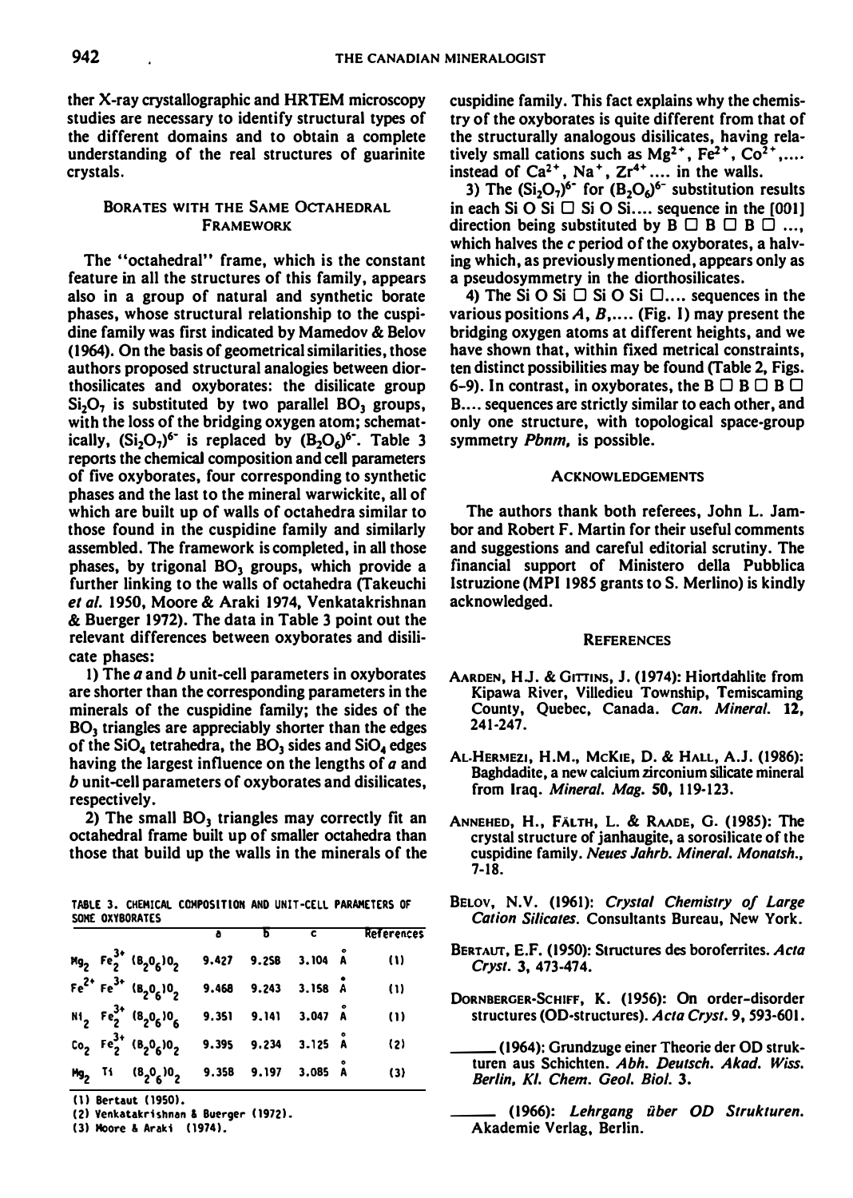ther X-ray crystallographic and HRTEM microscopy studies are necessary to identify structural types of the different domains and to obtain a complete understanding of the real structures of guarinite crystals.

## Borates with the Same Octahedral Framework

The "octahedral" frame, which is the constant feature in all the structures of this family, appears also in a group of natural and synthetic borate phases, whose structural relationship to the cuspidine family was first indicated by Mamedov & Belov (1964). On the basis of geometrical similarities, those authors proposed structural analogies between diorthosilicates and oxyborates: the disilicate group $Si_2O_7$ is substituted by two parallel $BO_3$ groups, with the loss of the bridging oxygen atom; schematically, $(Si_2O_7)^{6-}$ is replaced by $(B_2O_6)^{6-}$. Table 3 reports the chemical composition and cell parameters of five oxyborates, four corresponding to synthetic phases and the last to the mineral warwickite, all of which are built up of walls of octahedra similar to those found in the cuspidine family and similarly assembled. The framework is completed, in all those phases, by trigonal $BO_3$ groups, which provide a further linking to the walls of octahedra (Takeuchi *et al.* 1950, Moore & Araki 1974, Venkatakrishnan & Buerger 1972). The data in Table 3 point out the relevant differences between oxyborates and disilicate phases:

1) The *a* and *b* unit-cell parameters in oxyborates are shorter than the corresponding parameters in the minerals of the cuspidine family; the sides of the $BO_3$ triangles are appreciably shorter than the edges of the $SiO_4$ tetrahedra, the $BO_3$ sides and $SiO_4$ edges having the largest influence on the lengths of *a* and *b* unit-cell parameters of oxyborates and disilicates, respectively.

2) The small $BO_3$ triangles may correctly fit an octahedral frame built up of smaller octahedra than those that build up the walls in the minerals of the cuspidine family. This fact explains why the chemistry of the oxyborates is quite different from that of the structurally analogous disilicates, having relatively small cations such as $Mg^{2+}$, $Fe^{2+}$, $Co^{2+}$,.... instead of $Ca^{2+}$, $Na^{+}$, $Zr^{4+}$.... in the walls.

3) The $(Si_2O_7)^{6-}$ for $(B_2O_6)^{6-}$ substitution results in each Si O Si □ Si O Si.... sequence in the [001] direction being substituted by B □ B □ B □ ..., which halves the *c* period of the oxyborates, a halving which, as previously mentioned, appears only as a pseudosymmetry in the diorthosilicates.

4) The Si O Si □ Si O Si □.... sequences in the various positions *A*, *B*,.... (Fig. 1) may present the bridging oxygen atoms at different heights, and we have shown that, within fixed metrical constraints, ten distinct possibilities may be found (Table 2, Figs. 6-9). In contrast, in oxyborates, the B □ B □ B □ B.... sequences are strictly similar to each other, and only one structure, with topological space-group symmetry *Pbnm*, is possible.

TABLE 3. CHEMICAL COMPOSITION AND UNIT-CELL PARAMETERS OF SOME OXYBORATES

| | a | b | c | | References |
|---|---|---|---|---|---|
| $Mg_2\ Fe_2^{3+}\ (B_2O_6)O_2$ | 9.427 | 9.258 | 3.104 | Å | (1) |
| $Fe^{2+}\ Fe^{3+}\ (B_2O_6)O_2$ | 9.468 | 9.243 | 3.158 | Å | (1) |
| $Ni_2\ Fe_2^{3+}\ (B_2O_6)O_6$ | 9.351 | 9.141 | 3.047 | Å | (1) |
| $Co_2\ Fe_2^{3+}\ (B_2O_6)O_2$ | 9.395 | 9.234 | 3.125 | Å | (2) |
| $Mg_2\ Ti\ (B_2O_6)O_2$ | 9.358 | 9.197 | 3.085 | Å | (3) |

(1) Bertaut (1950).
(2) Venkatakrishnan & Buerger (1972).
(3) Moore & Araki (1974).

## Acknowledgements

The authors thank both referees, John L. Jambor and Robert F. Martin for their useful comments and suggestions and careful editorial scrutiny. The financial support of Ministero della Pubblica Istruzione (MPI 1985 grants to S. Merlino) is kindly acknowledged.

## References

Aarden, H.J. & Gittins, J. (1974): Hiortdahlite from Kipawa River, Villedieu Township, Temiscaming County, Quebec, Canada. *Can. Mineral.* **12**, 241-247.

Al-Hermezi, H.M., McKie, D. & Hall, A.J. (1986): Baghdadite, a new calcium zirconium silicate mineral from Iraq. *Mineral. Mag.* **50**, 119-123.

Annehed, H., Fälth, L. & Raade, G. (1985): The crystal structure of janhaugite, a sorosilicate of the cuspidine family. *Neues Jahrb. Mineral. Monatsh.*, 7-18.

Belov, N.V. (1961): *Crystal Chemistry of Large Cation Silicates*. Consultants Bureau, New York.

Bertaut, E.F. (1950): Structures des boroferrites. *Acta Cryst.* **3**, 473-474.

Dornberger-Schiff, K. (1956): On order-disorder structures (OD-structures). *Acta Cryst.* **9**, 593-601.

_____ (1964): Grundzuge einer Theorie der OD strukturen aus Schichten. *Abh. Deutsch. Akad. Wiss. Berlin, Kl. Chem. Geol. Biol.* **3**.

_____ (1966): *Lehrgang über OD Strukturen*. Akademie Verlag, Berlin.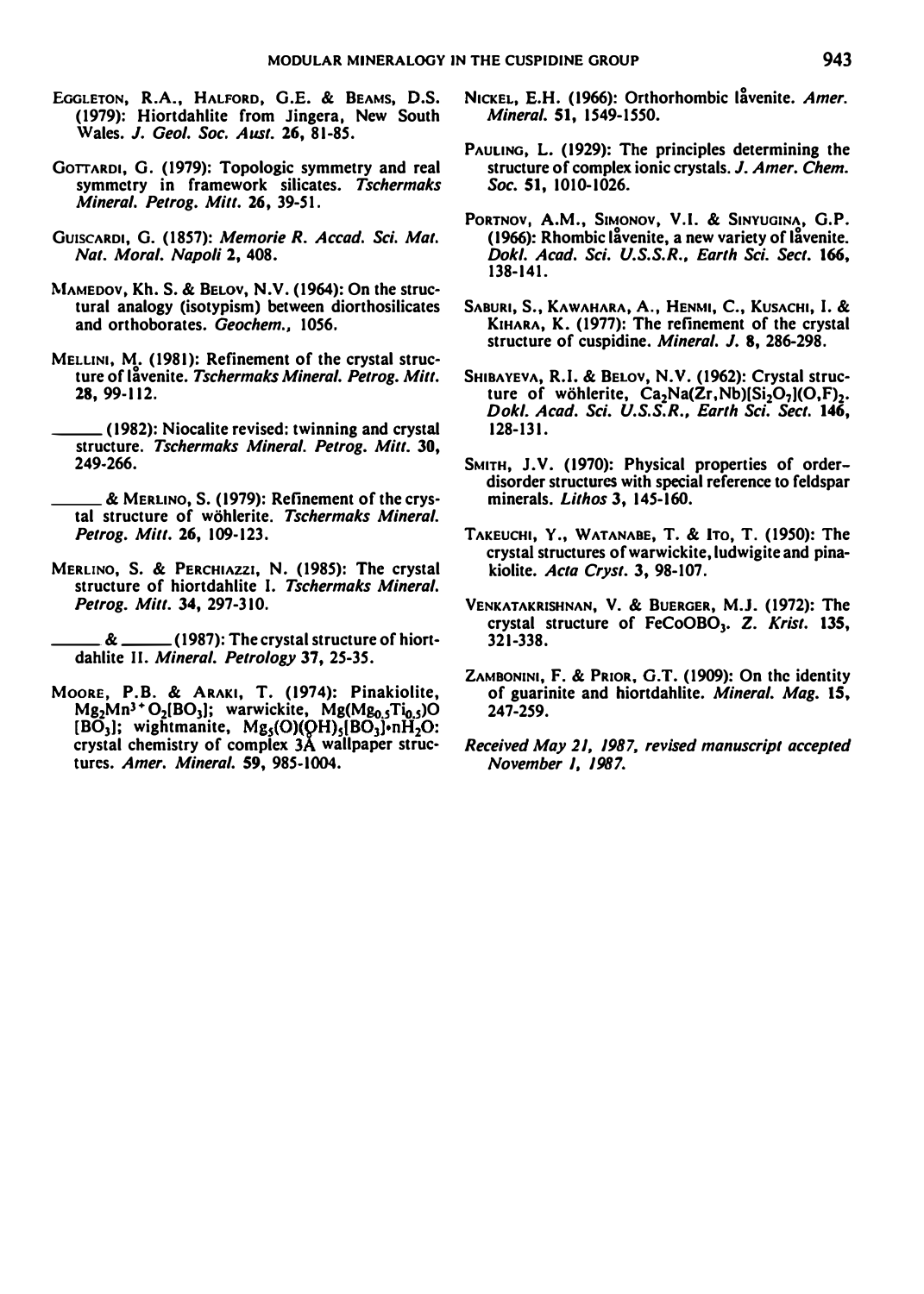EGGLETON, R.A., HALFORD, G.E. & BEAMS, D.S. (1979): Hiortdahlite from Jingera, New South Wales. *J. Geol. Soc. Aust.* **26**, 81-85.

GOTTARDI, G. (1979): Topologic symmetry and real symmetry in framework silicates. *Tschermaks Mineral. Petrog. Mitt.* **26**, 39-51.

GUISCARDI, G. (1857): *Memorie R. Accad. Sci. Mat. Nat. Moral. Napoli* **2**, 408.

MAMEDOV, KH. S. & BELOV, N.V. (1964): On the structural analogy (isotypism) between diorthosilicates and orthoborates. *Geochem.*, 1056.

MELLINI, M. (1981): Refinement of the crystal structure of låvenite. *Tschermaks Mineral. Petrog. Mitt.* **28**, 99-112.

\_\_\_\_\_ (1982): Niocalite revised: twinning and crystal structure. *Tschermaks Mineral. Petrog. Mitt.* **30**, 249-266.

\_\_\_\_\_ & MERLINO, S. (1979): Refinement of the crystal structure of wöhlerite. *Tschermaks Mineral. Petrog. Mitt.* **26**, 109-123.

MERLINO, S. & PERCHIAZZI, N. (1985): The crystal structure of hiortdahlite I. *Tschermaks Mineral. Petrog. Mitt.* **34**, 297-310.

\_\_\_\_\_ & \_\_\_\_\_ (1987): The crystal structure of hiortdahlite II. *Mineral. Petrology* **37**, 25-35.

MOORE, P.B. & ARAKI, T. (1974): Pinakiolite, $Mg_2Mn^{3+}O_2[BO_3]$; warwickite, $Mg(Mg_{0.5}Ti_{0.5})O[BO_3]$; wightmanite, $Mg_5(O)(OH)_5[BO_3] \cdot nH_2O$: crystal chemistry of complex 3Å wallpaper structures. *Amer. Mineral.* **59**, 985-1004.

NICKEL, E.H. (1966): Orthorhombic låvenite. *Amer. Mineral.* **51**, 1549-1550.

PAULING, L. (1929): The principles determining the structure of complex ionic crystals. *J. Amer. Chem. Soc.* **51**, 1010-1026.

PORTNOV, A.M., SIMONOV, V.I. & SINYUGINA, G.P. (1966): Rhombic låvenite, a new variety of låvenite. *Dokl. Acad. Sci. U.S.S.R., Earth Sci. Sect.* **166**, 138-141.

SABURI, S., KAWAHARA, A., HENMI, C., KUSACHI, I. & KIHARA, K. (1977): The refinement of the crystal structure of cuspidine. *Mineral. J.* **8**, 286-298.

SHIBAYEVA, R.I. & BELOV, N.V. (1962): Crystal structure of wöhlerite, $Ca_2Na(Zr,Nb)[Si_2O_7](O,F)_2$. *Dokl. Acad. Sci. U.S.S.R., Earth Sci. Sect.* **146**, 128-131.

SMITH, J.V. (1970): Physical properties of order-disorder structures with special reference to feldspar minerals. *Lithos* **3**, 145-160.

TAKEUCHI, Y., WATANABE, T. & ITO, T. (1950): The crystal structures of warwickite, ludwigite and pinakiolite. *Acta Cryst.* **3**, 98-107.

VENKATAKRISHNAN, V. & BUERGER, M.J. (1972): The crystal structure of $FeCoOBO_3$. *Z. Krist.* **135**, 321-338.

ZAMBONINI, F. & PRIOR, G.T. (1909): On the identity of guarinite and hiortdahlite. *Mineral. Mag.* **15**, 247-259.

*Received May 21, 1987, revised manuscript accepted November 1, 1987.*